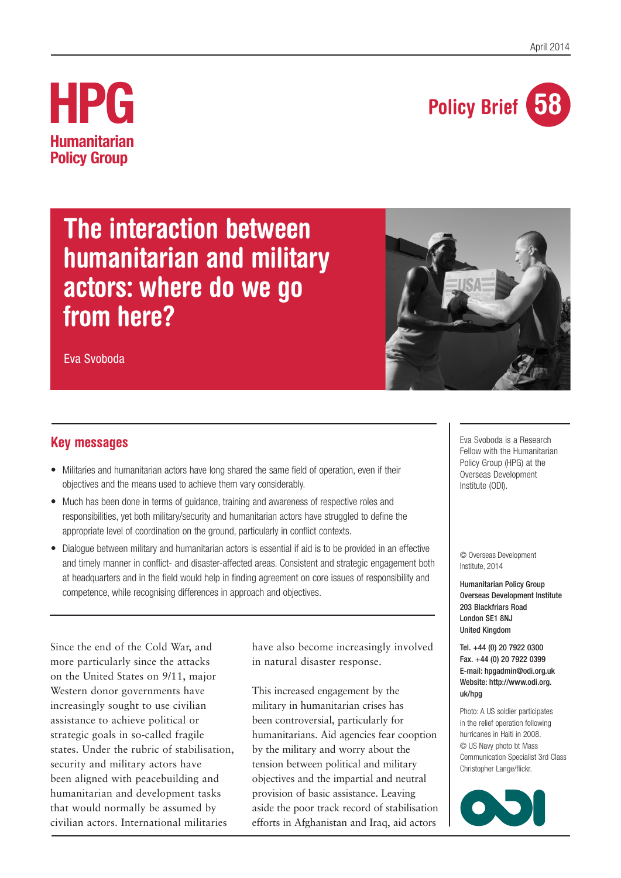April 2014

**HPG**
**Humanitarian Policy Group**

**Policy Brief 58**

# The interaction between humanitarian and military actors: where do we go from here?

Eva Svoboda

## Key messages

- Militaries and humanitarian actors have long shared the same field of operation, even if their objectives and the means used to achieve them vary considerably.
- Much has been done in terms of guidance, training and awareness of respective roles and responsibilities, yet both military/security and humanitarian actors have struggled to define the appropriate level of coordination on the ground, particularly in conflict contexts.
- Dialogue between military and humanitarian actors is essential if aid is to be provided in an effective and timely manner in conflict- and disaster-affected areas. Consistent and strategic engagement both at headquarters and in the field would help in finding agreement on core issues of responsibility and competence, while recognising differences in approach and objectives.

Since the end of the Cold War, and more particularly since the attacks on the United States on 9/11, major Western donor governments have increasingly sought to use civilian assistance to achieve political or strategic goals in so-called fragile states. Under the rubric of stabilisation, security and military actors have been aligned with peacebuilding and humanitarian and development tasks that would normally be assumed by civilian actors. International militaries have also become increasingly involved in natural disaster response.

This increased engagement by the military in humanitarian crises has been controversial, particularly for humanitarians. Aid agencies fear cooption by the military and worry about the tension between political and military objectives and the impartial and neutral provision of basic assistance. Leaving aside the poor track record of stabilisation efforts in Afghanistan and Iraq, aid actors

Eva Svoboda is a Research Fellow with the Humanitarian Policy Group (HPG) at the Overseas Development Institute (ODI).

© Overseas Development Institute, 2014

**Humanitarian Policy Group**
**Overseas Development Institute**
**203 Blackfriars Road**
**London SE1 8NJ**
**United Kingdom**

**Tel. +44 (0) 20 7922 0300**
**Fax. +44 (0) 20 7922 0399**
**E-mail: hpgadmin@odi.org.uk**
**Website: http://www.odi.org.uk/hpg**

Photo: A US soldier participates in the relief operation following hurricanes in Haiti in 2008. © US Navy photo bt Mass Communication Specialist 3rd Class Christopher Lange/flickr.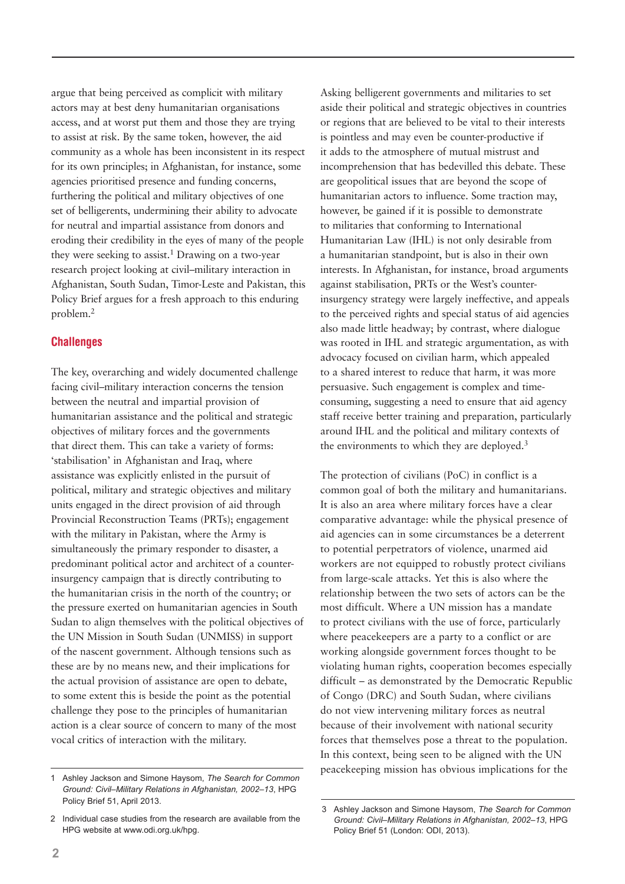argue that being perceived as complicit with military actors may at best deny humanitarian organisations access, and at worst put them and those they are trying to assist at risk. By the same token, however, the aid community as a whole has been inconsistent in its respect for its own principles; in Afghanistan, for instance, some agencies prioritised presence and funding concerns, furthering the political and military objectives of one set of belligerents, undermining their ability to advocate for neutral and impartial assistance from donors and eroding their credibility in the eyes of many of the people they were seeking to assist.[1] Drawing on a two-year research project looking at civil–military interaction in Afghanistan, South Sudan, Timor-Leste and Pakistan, this Policy Brief argues for a fresh approach to this enduring problem.[2]

## Challenges

The key, overarching and widely documented challenge facing civil–military interaction concerns the tension between the neutral and impartial provision of humanitarian assistance and the political and strategic objectives of military forces and the governments that direct them. This can take a variety of forms: 'stabilisation' in Afghanistan and Iraq, where assistance was explicitly enlisted in the pursuit of political, military and strategic objectives and military units engaged in the direct provision of aid through Provincial Reconstruction Teams (PRTs); engagement with the military in Pakistan, where the Army is simultaneously the primary responder to disaster, a predominant political actor and architect of a counter-insurgency campaign that is directly contributing to the humanitarian crisis in the north of the country; or the pressure exerted on humanitarian agencies in South Sudan to align themselves with the political objectives of the UN Mission in South Sudan (UNMISS) in support of the nascent government. Although tensions such as these are by no means new, and their implications for the actual provision of assistance are open to debate, to some extent this is beside the point as the potential challenge they pose to the principles of humanitarian action is a clear source of concern to many of the most vocal critics of interaction with the military.

Asking belligerent governments and militaries to set aside their political and strategic objectives in countries or regions that are believed to be vital to their interests is pointless and may even be counter-productive if it adds to the atmosphere of mutual mistrust and incomprehension that has bedevilled this debate. These are geopolitical issues that are beyond the scope of humanitarian actors to influence. Some traction may, however, be gained if it is possible to demonstrate to militaries that conforming to International Humanitarian Law (IHL) is not only desirable from a humanitarian standpoint, but is also in their own interests. In Afghanistan, for instance, broad arguments against stabilisation, PRTs or the West's counter-insurgency strategy were largely ineffective, and appeals to the perceived rights and special status of aid agencies also made little headway; by contrast, where dialogue was rooted in IHL and strategic argumentation, as with advocacy focused on civilian harm, which appealed to a shared interest to reduce that harm, it was more persuasive. Such engagement is complex and time-consuming, suggesting a need to ensure that aid agency staff receive better training and preparation, particularly around IHL and the political and military contexts of the environments to which they are deployed.[3]

The protection of civilians (PoC) in conflict is a common goal of both the military and humanitarians. It is also an area where military forces have a clear comparative advantage: while the physical presence of aid agencies can in some circumstances be a deterrent to potential perpetrators of violence, unarmed aid workers are not equipped to robustly protect civilians from large-scale attacks. Yet this is also where the relationship between the two sets of actors can be the most difficult. Where a UN mission has a mandate to protect civilians with the use of force, particularly where peacekeepers are a party to a conflict or are working alongside government forces thought to be violating human rights, cooperation becomes especially difficult – as demonstrated by the Democratic Republic of Congo (DRC) and South Sudan, where civilians do not view intervening military forces as neutral because of their involvement with national security forces that themselves pose a threat to the population. In this context, being seen to be aligned with the UN peacekeeping mission has obvious implications for the

---

1 Ashley Jackson and Simone Haysom, *The Search for Common Ground: Civil–Military Relations in Afghanistan, 2002–13*, HPG Policy Brief 51, April 2013.

2 Individual case studies from the research are available from the HPG website at www.odi.org.uk/hpg.

3 Ashley Jackson and Simone Haysom, *The Search for Common Ground: Civil–Military Relations in Afghanistan, 2002–13*, HPG Policy Brief 51 (London: ODI, 2013).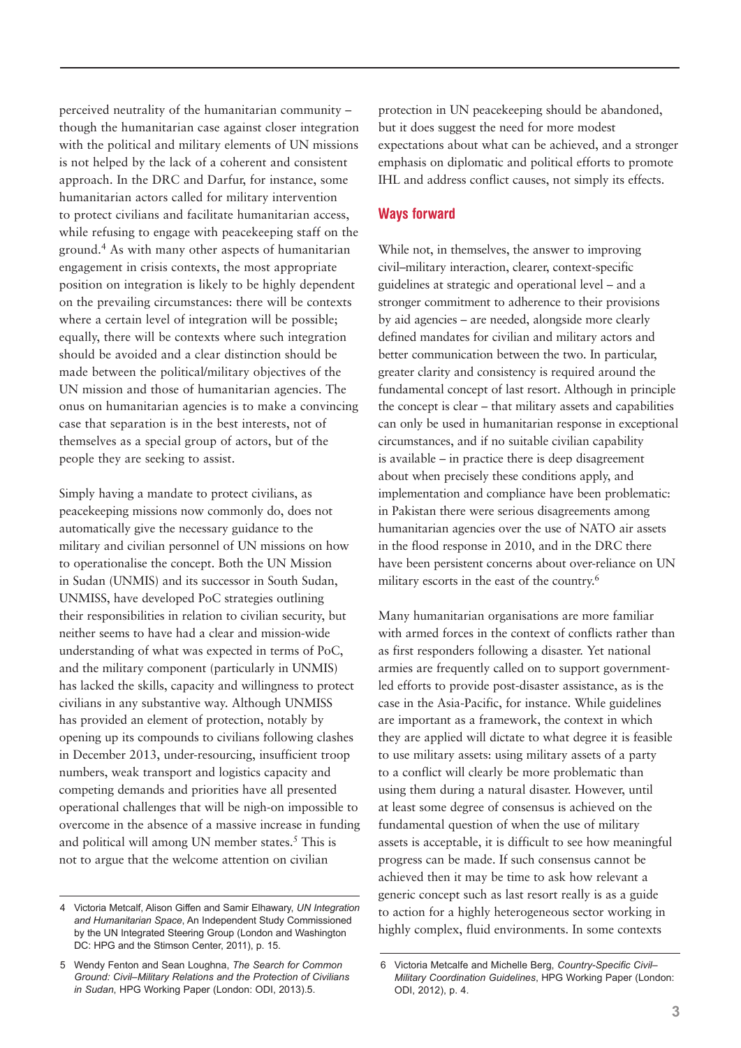perceived neutrality of the humanitarian community – though the humanitarian case against closer integration with the political and military elements of UN missions is not helped by the lack of a coherent and consistent approach. In the DRC and Darfur, for instance, some humanitarian actors called for military intervention to protect civilians and facilitate humanitarian access, while refusing to engage with peacekeeping staff on the ground.[4] As with many other aspects of humanitarian engagement in crisis contexts, the most appropriate position on integration is likely to be highly dependent on the prevailing circumstances: there will be contexts where a certain level of integration will be possible; equally, there will be contexts where such integration should be avoided and a clear distinction should be made between the political/military objectives of the UN mission and those of humanitarian agencies. The onus on humanitarian agencies is to make a convincing case that separation is in the best interests, not of themselves as a special group of actors, but of the people they are seeking to assist.

Simply having a mandate to protect civilians, as peacekeeping missions now commonly do, does not automatically give the necessary guidance to the military and civilian personnel of UN missions on how to operationalise the concept. Both the UN Mission in Sudan (UNMIS) and its successor in South Sudan, UNMISS, have developed PoC strategies outlining their responsibilities in relation to civilian security, but neither seems to have had a clear and mission-wide understanding of what was expected in terms of PoC, and the military component (particularly in UNMIS) has lacked the skills, capacity and willingness to protect civilians in any substantive way. Although UNMISS has provided an element of protection, notably by opening up its compounds to civilians following clashes in December 2013, under-resourcing, insufficient troop numbers, weak transport and logistics capacity and competing demands and priorities have all presented operational challenges that will be nigh-on impossible to overcome in the absence of a massive increase in funding and political will among UN member states.[5] This is not to argue that the welcome attention on civilian protection in UN peacekeeping should be abandoned, but it does suggest the need for more modest expectations about what can be achieved, and a stronger emphasis on diplomatic and political efforts to promote IHL and address conflict causes, not simply its effects.

## Ways forward

While not, in themselves, the answer to improving civil–military interaction, clearer, context-specific guidelines at strategic and operational level – and a stronger commitment to adherence to their provisions by aid agencies – are needed, alongside more clearly defined mandates for civilian and military actors and better communication between the two. In particular, greater clarity and consistency is required around the fundamental concept of last resort. Although in principle the concept is clear – that military assets and capabilities can only be used in humanitarian response in exceptional circumstances, and if no suitable civilian capability is available – in practice there is deep disagreement about when precisely these conditions apply, and implementation and compliance have been problematic: in Pakistan there were serious disagreements among humanitarian agencies over the use of NATO air assets in the flood response in 2010, and in the DRC there have been persistent concerns about over-reliance on UN military escorts in the east of the country.[6]

Many humanitarian organisations are more familiar with armed forces in the context of conflicts rather than as first responders following a disaster. Yet national armies are frequently called on to support government-led efforts to provide post-disaster assistance, as is the case in the Asia-Pacific, for instance. While guidelines are important as a framework, the context in which they are applied will dictate to what degree it is feasible to use military assets: using military assets of a party to a conflict will clearly be more problematic than using them during a natural disaster. However, until at least some degree of consensus is achieved on the fundamental question of when the use of military assets is acceptable, it is difficult to see how meaningful progress can be made. If such consensus cannot be achieved then it may be time to ask how relevant a generic concept such as last resort really is as a guide to action for a highly heterogeneous sector working in highly complex, fluid environments. In some contexts

4 Victoria Metcalf, Alison Giffen and Samir Elhawary, *UN Integration and Humanitarian Space*, An Independent Study Commissioned by the UN Integrated Steering Group (London and Washington DC: HPG and the Stimson Center, 2011), p. 15.

5 Wendy Fenton and Sean Loughna, *The Search for Common Ground: Civil–Military Relations and the Protection of Civilians in Sudan*, HPG Working Paper (London: ODI, 2013).5.

6 Victoria Metcalfe and Michelle Berg, *Country-Specific Civil–Military Coordination Guidelines*, HPG Working Paper (London: ODI, 2012), p. 4.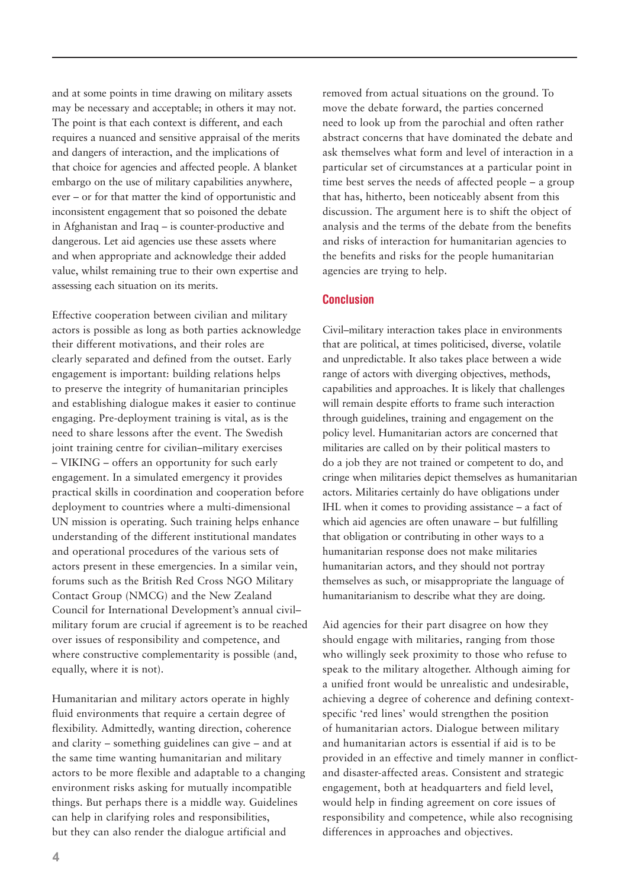and at some points in time drawing on military assets may be necessary and acceptable; in others it may not. The point is that each context is different, and each requires a nuanced and sensitive appraisal of the merits and dangers of interaction, and the implications of that choice for agencies and affected people. A blanket embargo on the use of military capabilities anywhere, ever – or for that matter the kind of opportunistic and inconsistent engagement that so poisoned the debate in Afghanistan and Iraq – is counter-productive and dangerous. Let aid agencies use these assets where and when appropriate and acknowledge their added value, whilst remaining true to their own expertise and assessing each situation on its merits.

Effective cooperation between civilian and military actors is possible as long as both parties acknowledge their different motivations, and their roles are clearly separated and defined from the outset. Early engagement is important: building relations helps to preserve the integrity of humanitarian principles and establishing dialogue makes it easier to continue engaging. Pre-deployment training is vital, as is the need to share lessons after the event. The Swedish joint training centre for civilian–military exercises – VIKING – offers an opportunity for such early engagement. In a simulated emergency it provides practical skills in coordination and cooperation before deployment to countries where a multi-dimensional UN mission is operating. Such training helps enhance understanding of the different institutional mandates and operational procedures of the various sets of actors present in these emergencies. In a similar vein, forums such as the British Red Cross NGO Military Contact Group (NMCG) and the New Zealand Council for International Development's annual civil–military forum are crucial if agreement is to be reached over issues of responsibility and competence, and where constructive complementarity is possible (and, equally, where it is not).

Humanitarian and military actors operate in highly fluid environments that require a certain degree of flexibility. Admittedly, wanting direction, coherence and clarity – something guidelines can give – and at the same time wanting humanitarian and military actors to be more flexible and adaptable to a changing environment risks asking for mutually incompatible things. But perhaps there is a middle way. Guidelines can help in clarifying roles and responsibilities, but they can also render the dialogue artificial and removed from actual situations on the ground. To move the debate forward, the parties concerned need to look up from the parochial and often rather abstract concerns that have dominated the debate and ask themselves what form and level of interaction in a particular set of circumstances at a particular point in time best serves the needs of affected people – a group that has, hitherto, been noticeably absent from this discussion. The argument here is to shift the object of analysis and the terms of the debate from the benefits and risks of interaction for humanitarian agencies to the benefits and risks for the people humanitarian agencies are trying to help.

## Conclusion

Civil–military interaction takes place in environments that are political, at times politicised, diverse, volatile and unpredictable. It also takes place between a wide range of actors with diverging objectives, methods, capabilities and approaches. It is likely that challenges will remain despite efforts to frame such interaction through guidelines, training and engagement on the policy level. Humanitarian actors are concerned that militaries are called on by their political masters to do a job they are not trained or competent to do, and cringe when militaries depict themselves as humanitarian actors. Militaries certainly do have obligations under IHL when it comes to providing assistance – a fact of which aid agencies are often unaware – but fulfilling that obligation or contributing in other ways to a humanitarian response does not make militaries humanitarian actors, and they should not portray themselves as such, or misappropriate the language of humanitarianism to describe what they are doing.

Aid agencies for their part disagree on how they should engage with militaries, ranging from those who willingly seek proximity to those who refuse to speak to the military altogether. Although aiming for a unified front would be unrealistic and undesirable, achieving a degree of coherence and defining context-specific 'red lines' would strengthen the position of humanitarian actors. Dialogue between military and humanitarian actors is essential if aid is to be provided in an effective and timely manner in conflict- and disaster-affected areas. Consistent and strategic engagement, both at headquarters and field level, would help in finding agreement on core issues of responsibility and competence, while also recognising differences in approaches and objectives.